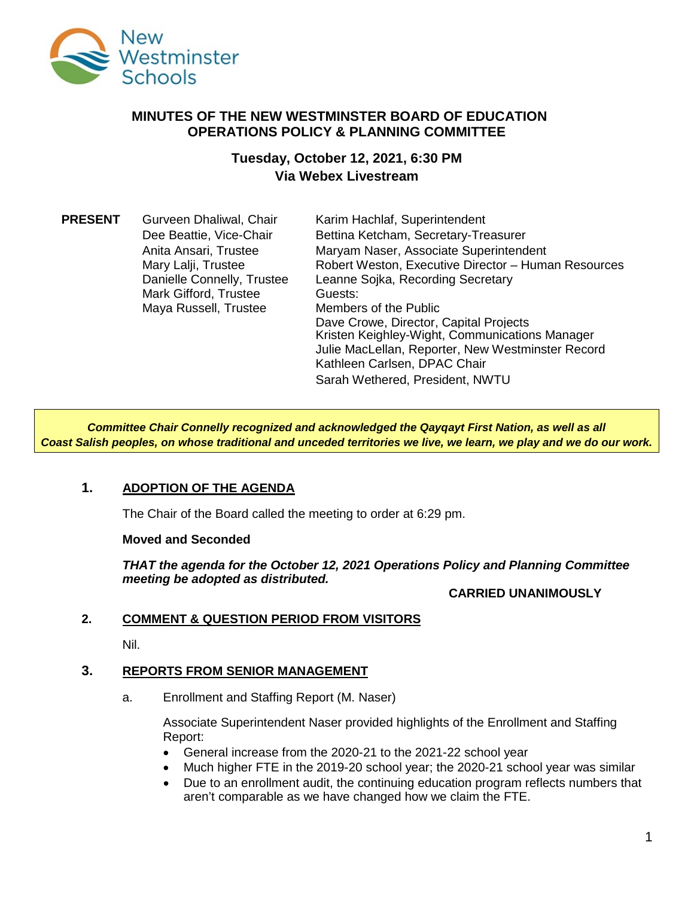# MINUTES OF THE NEW WESTMINSTER BOARD OF EDUCATION OPERATIONS POLICY & PLANNING COMMITTEE

## Tuesday, October 12, 2021, 6:30 PM
## Via Webex Livestream

**PRESENT**

Gurveen Dhaliwal, Chair
Dee Beattie, Vice-Chair
Anita Ansari, Trustee
Mary Lalji, Trustee
Danielle Connelly, Trustee
Mark Gifford, Trustee
Maya Russell, Trustee

Karim Hachlaf, Superintendent
Bettina Ketcham, Secretary-Treasurer
Maryam Naser, Associate Superintendent
Robert Weston, Executive Director – Human Resources
Leanne Sojka, Recording Secretary
Guests:
Members of the Public
Dave Crowe, Director, Capital Projects
Kristen Keighley-Wight, Communications Manager
Julie MacLellan, Reporter, New Westminster Record
Kathleen Carlsen, DPAC Chair
Sarah Wethered, President, NWTU

***Committee Chair Connelly recognized and acknowledged the Qayqayt First Nation, as well as all Coast Salish peoples, on whose traditional and unceded territories we live, we learn, we play and we do our work.***

### 1. ADOPTION OF THE AGENDA

The Chair of the Board called the meeting to order at 6:29 pm.

**Moved and Seconded**

***THAT the agenda for the October 12, 2021 Operations Policy and Planning Committee meeting be adopted as distributed.***

**CARRIED UNANIMOUSLY**

### 2. COMMENT & QUESTION PERIOD FROM VISITORS

Nil.

### 3. REPORTS FROM SENIOR MANAGEMENT

a. Enrollment and Staffing Report (M. Naser)

Associate Superintendent Naser provided highlights of the Enrollment and Staffing Report:

- General increase from the 2020-21 to the 2021-22 school year
- Much higher FTE in the 2019-20 school year; the 2020-21 school year was similar
- Due to an enrollment audit, the continuing education program reflects numbers that aren't comparable as we have changed how we claim the FTE.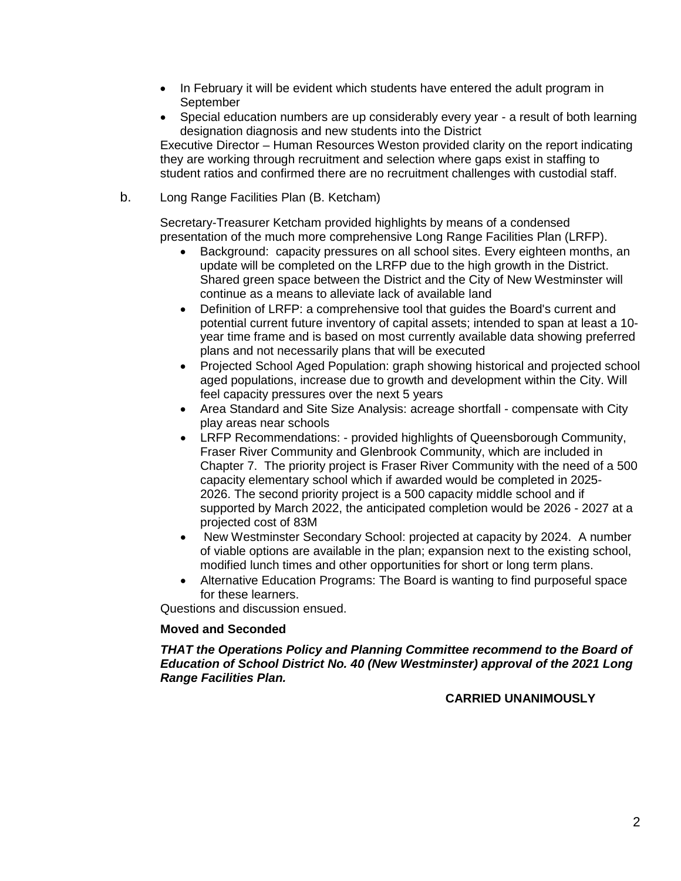- In February it will be evident which students have entered the adult program in September
- Special education numbers are up considerably every year - a result of both learning designation diagnosis and new students into the District

Executive Director – Human Resources Weston provided clarity on the report indicating they are working through recruitment and selection where gaps exist in staffing to student ratios and confirmed there are no recruitment challenges with custodial staff.

b. Long Range Facilities Plan (B. Ketcham)

Secretary-Treasurer Ketcham provided highlights by means of a condensed presentation of the much more comprehensive Long Range Facilities Plan (LRFP).

- Background: capacity pressures on all school sites. Every eighteen months, an update will be completed on the LRFP due to the high growth in the District. Shared green space between the District and the City of New Westminster will continue as a means to alleviate lack of available land
- Definition of LRFP: a comprehensive tool that guides the Board's current and potential current future inventory of capital assets; intended to span at least a 10-year time frame and is based on most currently available data showing preferred plans and not necessarily plans that will be executed
- Projected School Aged Population: graph showing historical and projected school aged populations, increase due to growth and development within the City. Will feel capacity pressures over the next 5 years
- Area Standard and Site Size Analysis: acreage shortfall - compensate with City play areas near schools
- LRFP Recommendations: - provided highlights of Queensborough Community, Fraser River Community and Glenbrook Community, which are included in Chapter 7. The priority project is Fraser River Community with the need of a 500 capacity elementary school which if awarded would be completed in 2025-2026. The second priority project is a 500 capacity middle school and if supported by March 2022, the anticipated completion would be 2026 - 2027 at a projected cost of 83M
- New Westminster Secondary School: projected at capacity by 2024. A number of viable options are available in the plan; expansion next to the existing school, modified lunch times and other opportunities for short or long term plans.
- Alternative Education Programs: The Board is wanting to find purposeful space for these learners.

Questions and discussion ensued.

**Moved and Seconded**

***THAT the Operations Policy and Planning Committee recommend to the Board of Education of School District No. 40 (New Westminster) approval of the 2021 Long Range Facilities Plan.***

**CARRIED UNANIMOUSLY**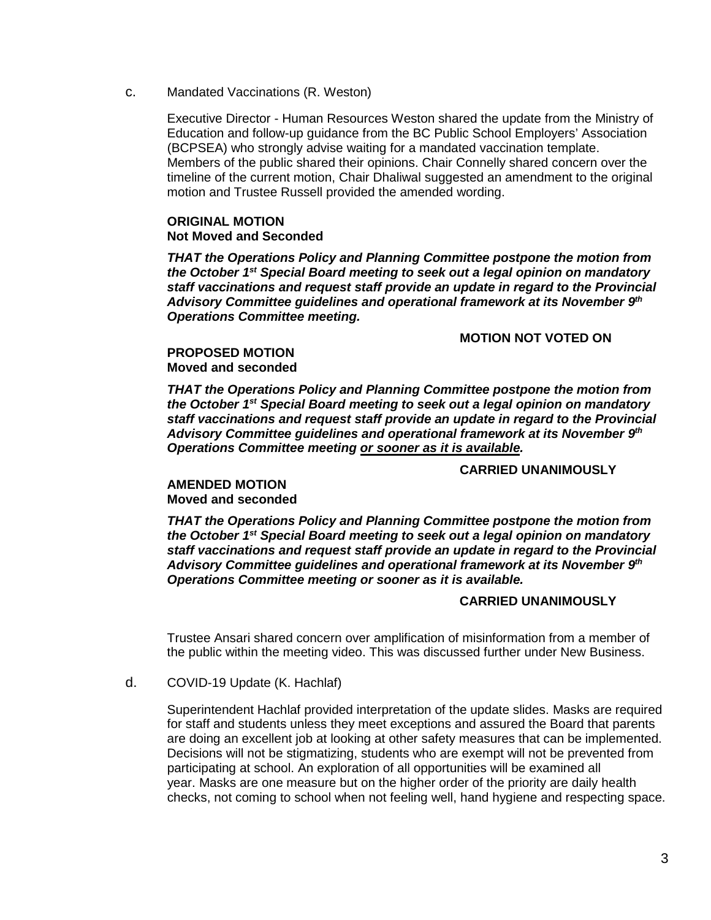c. Mandated Vaccinations (R. Weston)

Executive Director - Human Resources Weston shared the update from the Ministry of Education and follow-up guidance from the BC Public School Employers' Association (BCPSEA) who strongly advise waiting for a mandated vaccination template. Members of the public shared their opinions. Chair Connelly shared concern over the timeline of the current motion, Chair Dhaliwal suggested an amendment to the original motion and Trustee Russell provided the amended wording.

**ORIGINAL MOTION**
**Not Moved and Seconded**

***THAT the Operations Policy and Planning Committee postpone the motion from the October 1st Special Board meeting to seek out a legal opinion on mandatory staff vaccinations and request staff provide an update in regard to the Provincial Advisory Committee guidelines and operational framework at its November 9th Operations Committee meeting.***

**MOTION NOT VOTED ON**

**PROPOSED MOTION**
**Moved and seconded**

***THAT the Operations Policy and Planning Committee postpone the motion from the October 1st Special Board meeting to seek out a legal opinion on mandatory staff vaccinations and request staff provide an update in regard to the Provincial Advisory Committee guidelines and operational framework at its November 9th Operations Committee meeting <u>or sooner as it is available</u>.***

**CARRIED UNANIMOUSLY**

**AMENDED MOTION**
**Moved and seconded**

***THAT the Operations Policy and Planning Committee postpone the motion from the October 1st Special Board meeting to seek out a legal opinion on mandatory staff vaccinations and request staff provide an update in regard to the Provincial Advisory Committee guidelines and operational framework at its November 9th Operations Committee meeting or sooner as it is available.***

**CARRIED UNANIMOUSLY**

Trustee Ansari shared concern over amplification of misinformation from a member of the public within the meeting video. This was discussed further under New Business.

d. COVID-19 Update (K. Hachlaf)

Superintendent Hachlaf provided interpretation of the update slides. Masks are required for staff and students unless they meet exceptions and assured the Board that parents are doing an excellent job at looking at other safety measures that can be implemented. Decisions will not be stigmatizing, students who are exempt will not be prevented from participating at school. An exploration of all opportunities will be examined all year. Masks are one measure but on the higher order of the priority are daily health checks, not coming to school when not feeling well, hand hygiene and respecting space.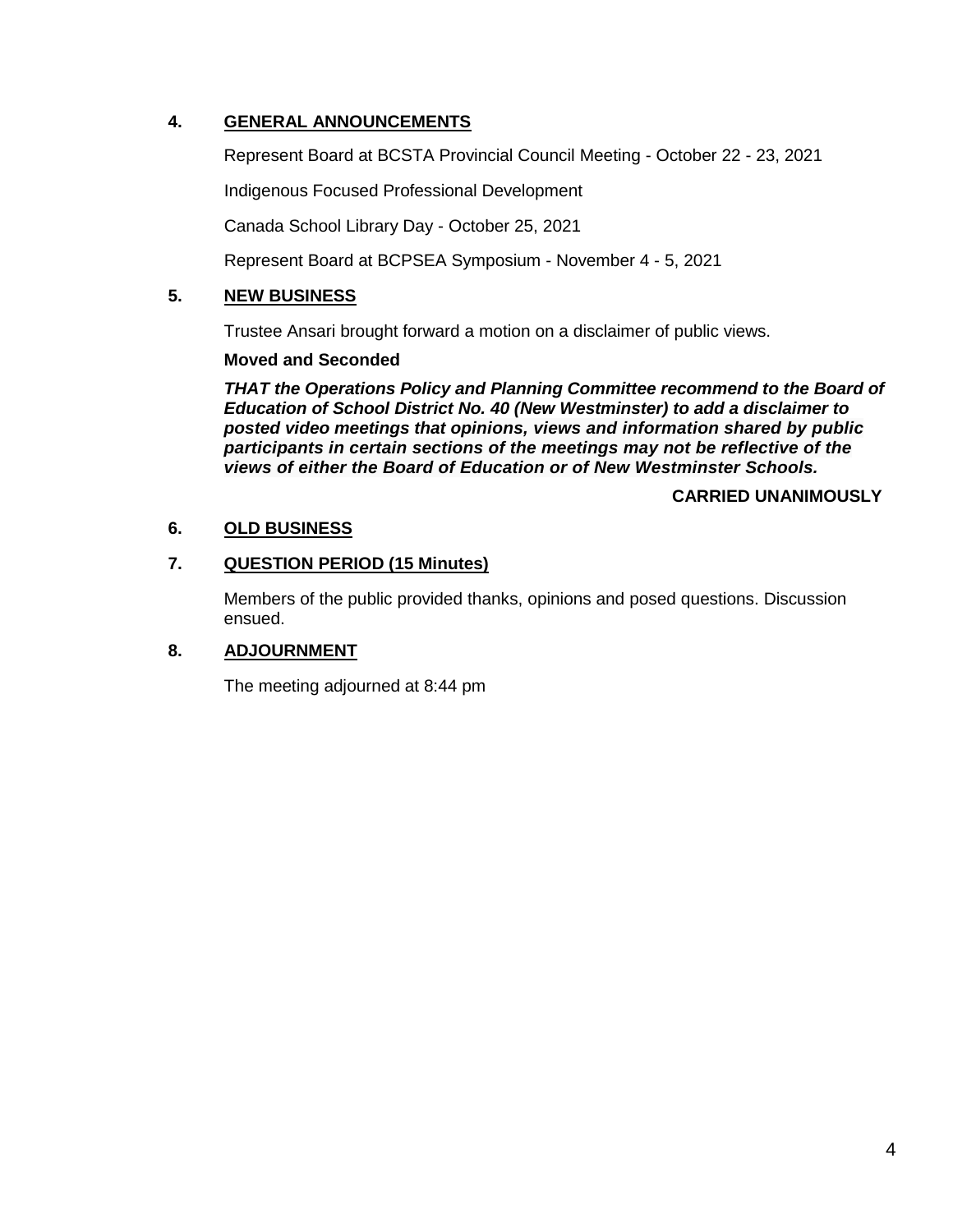## 4. GENERAL ANNOUNCEMENTS

Represent Board at BCSTA Provincial Council Meeting - October 22 - 23, 2021

Indigenous Focused Professional Development

Canada School Library Day - October 25, 2021

Represent Board at BCPSEA Symposium - November 4 - 5, 2021

## 5. NEW BUSINESS

Trustee Ansari brought forward a motion on a disclaimer of public views.

**Moved and Seconded**

***THAT the Operations Policy and Planning Committee recommend to the Board of Education of School District No. 40 (New Westminster) to add a disclaimer to posted video meetings that opinions, views and information shared by public participants in certain sections of the meetings may not be reflective of the views of either the Board of Education or of New Westminster Schools.***

**CARRIED UNANIMOUSLY**

## 6. OLD BUSINESS

## 7. QUESTION PERIOD (15 Minutes)

Members of the public provided thanks, opinions and posed questions. Discussion ensued.

## 8. ADJOURNMENT

The meeting adjourned at 8:44 pm